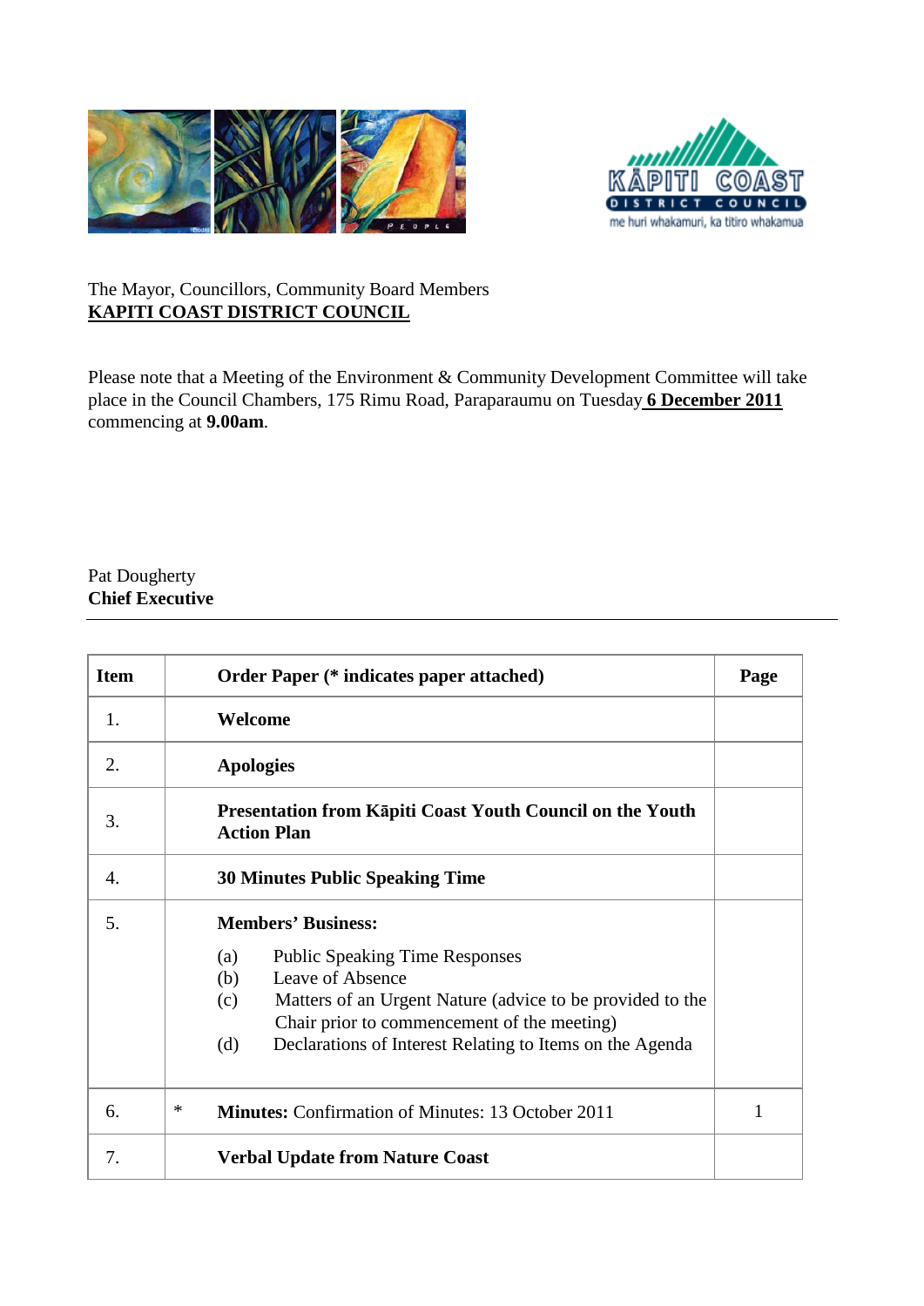The Mayor, Councillors, Community Board Members
**KAPITI COAST DISTRICT COUNCIL**

Please note that a Meeting of the Environment & Community Development Committee will take place in the Council Chambers, 175 Rimu Road, Paraparaumu on Tuesday **6 December 2011** commencing at **9.00am**.

Pat Dougherty
**Chief Executive**

---

| Item | | Order Paper (* indicates paper attached) | Page |
|---|---|---|---|
| 1. | | **Welcome** | |
| 2. | | **Apologies** | |
| 3. | | **Presentation from Kāpiti Coast Youth Council on the Youth Action Plan** | |
| 4. | | **30 Minutes Public Speaking Time** | |
| 5. | | **Members' Business:**<br>(a) Public Speaking Time Responses<br>(b) Leave of Absence<br>(c) Matters of an Urgent Nature (advice to be provided to the Chair prior to commencement of the meeting)<br>(d) Declarations of Interest Relating to Items on the Agenda | |
| 6. | * | **Minutes:** Confirmation of Minutes: 13 October 2011 | 1 |
| 7. | | **Verbal Update from Nature Coast** | |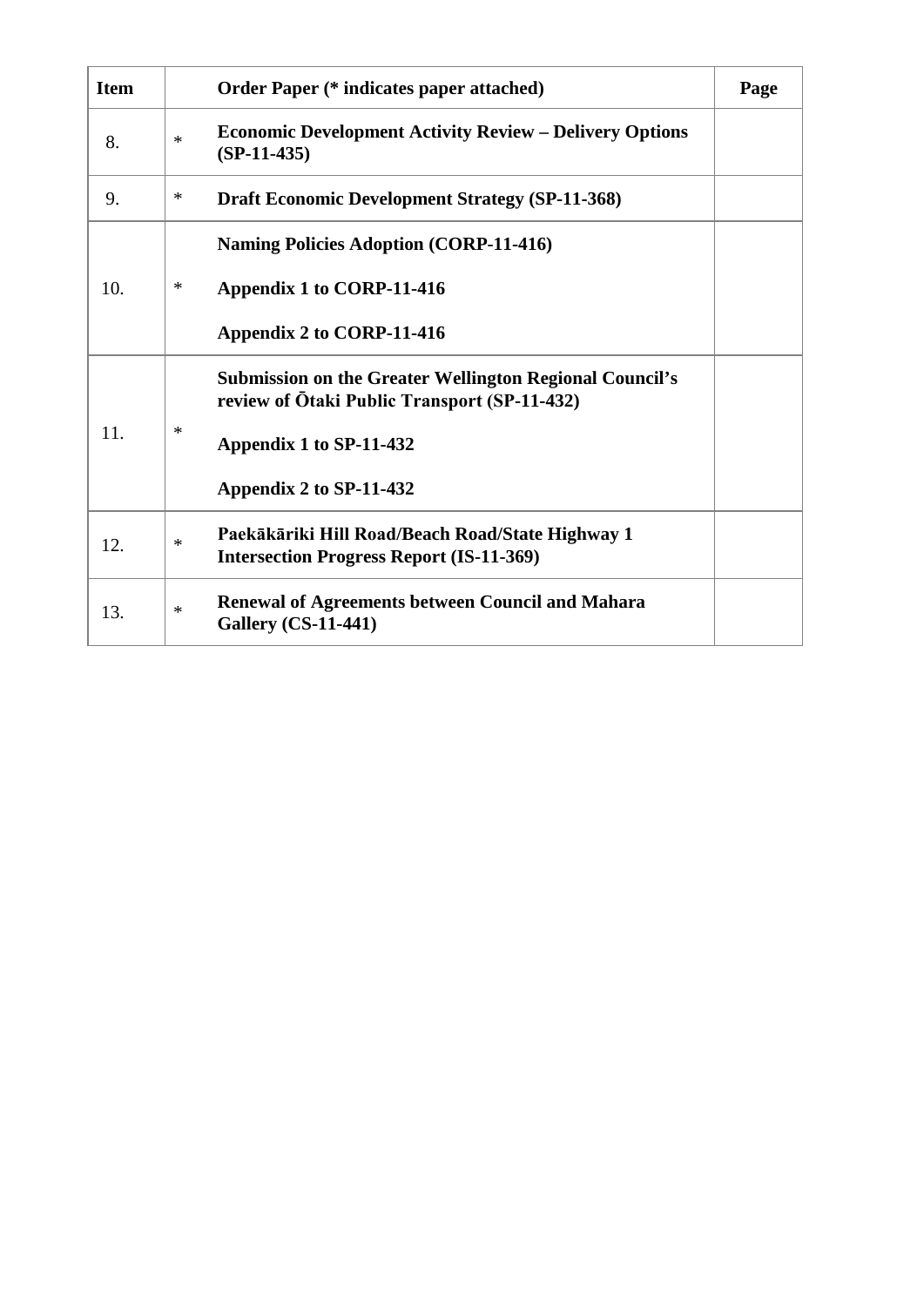| Item | | Order Paper (* indicates paper attached) | Page |
|---|---|---|---|
| 8. | * | **Economic Development Activity Review – Delivery Options (SP-11-435)** | |
| 9. | * | **Draft Economic Development Strategy (SP-11-368)** | |
| 10. | * | **Naming Policies Adoption (CORP-11-416)**<br><br>**Appendix 1 to CORP-11-416**<br><br>**Appendix 2 to CORP-11-416** | |
| 11. | * | **Submission on the Greater Wellington Regional Council's review of Ōtaki Public Transport (SP-11-432)**<br><br>**Appendix 1 to SP-11-432**<br><br>**Appendix 2 to SP-11-432** | |
| 12. | * | **Paekākāriki Hill Road/Beach Road/State Highway 1 Intersection Progress Report (IS-11-369)** | |
| 13. | * | **Renewal of Agreements between Council and Mahara Gallery (CS-11-441)** | |